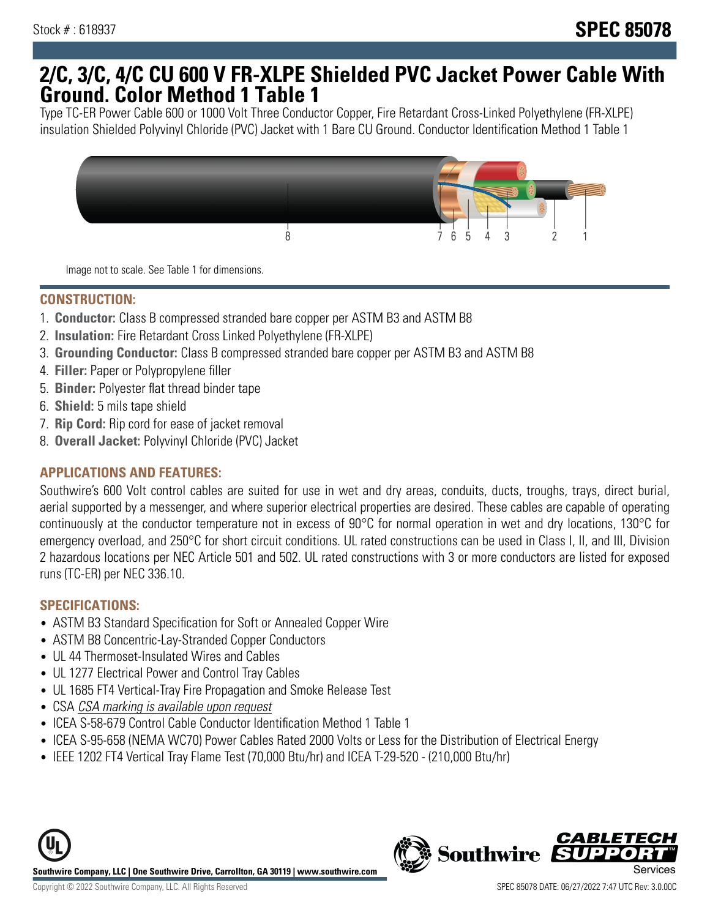Stock # : 618937

# SPEC 85078

## 2/C, 3/C, 4/C CU 600 V FR-XLPE Shielded PVC Jacket Power Cable With Ground. Color Method 1 Table 1

Type TC-ER Power Cable 600 or 1000 Volt Three Conductor Copper, Fire Retardant Cross-Linked Polyethylene (FR-XLPE) insulation Shielded Polyvinyl Chloride (PVC) Jacket with 1 Bare CU Ground. Conductor Identification Method 1 Table 1

Image not to scale. See Table 1 for dimensions.

### CONSTRUCTION:

1. **Conductor:** Class B compressed stranded bare copper per ASTM B3 and ASTM B8
2. **Insulation:** Fire Retardant Cross Linked Polyethylene (FR-XLPE)
3. **Grounding Conductor:** Class B compressed stranded bare copper per ASTM B3 and ASTM B8
4. **Filler:** Paper or Polypropylene filler
5. **Binder:** Polyester flat thread binder tape
6. **Shield:** 5 mils tape shield
7. **Rip Cord:** Rip cord for ease of jacket removal
8. **Overall Jacket:** Polyvinyl Chloride (PVC) Jacket

### APPLICATIONS AND FEATURES:

Southwire's 600 Volt control cables are suited for use in wet and dry areas, conduits, ducts, troughs, trays, direct burial, aerial supported by a messenger, and where superior electrical properties are desired. These cables are capable of operating continuously at the conductor temperature not in excess of 90°C for normal operation in wet and dry locations, 130°C for emergency overload, and 250°C for short circuit conditions. UL rated constructions can be used in Class I, II, and III, Division 2 hazardous locations per NEC Article 501 and 502. UL rated constructions with 3 or more conductors are listed for exposed runs (TC-ER) per NEC 336.10.

### SPECIFICATIONS:

- ASTM B3 Standard Specification for Soft or Annealed Copper Wire
- ASTM B8 Concentric-Lay-Stranded Copper Conductors
- UL 44 Thermoset-Insulated Wires and Cables
- UL 1277 Electrical Power and Control Tray Cables
- UL 1685 FT4 Vertical-Tray Fire Propagation and Smoke Release Test
- CSA *CSA marking is available upon request*
- ICEA S-58-679 Control Cable Conductor Identification Method 1 Table 1
- ICEA S-95-658 (NEMA WC70) Power Cables Rated 2000 Volts or Less for the Distribution of Electrical Energy
- IEEE 1202 FT4 Vertical Tray Flame Test (70,000 Btu/hr) and ICEA T-29-520 - (210,000 Btu/hr)

Southwire Company, LLC | One Southwire Drive, Carrollton, GA 30119 | www.southwire.com

Copyright © 2022 Southwire Company, LLC. All Rights Reserved

SPEC 85078 DATE: 06/27/2022 7:47 UTC Rev: 3.0.00C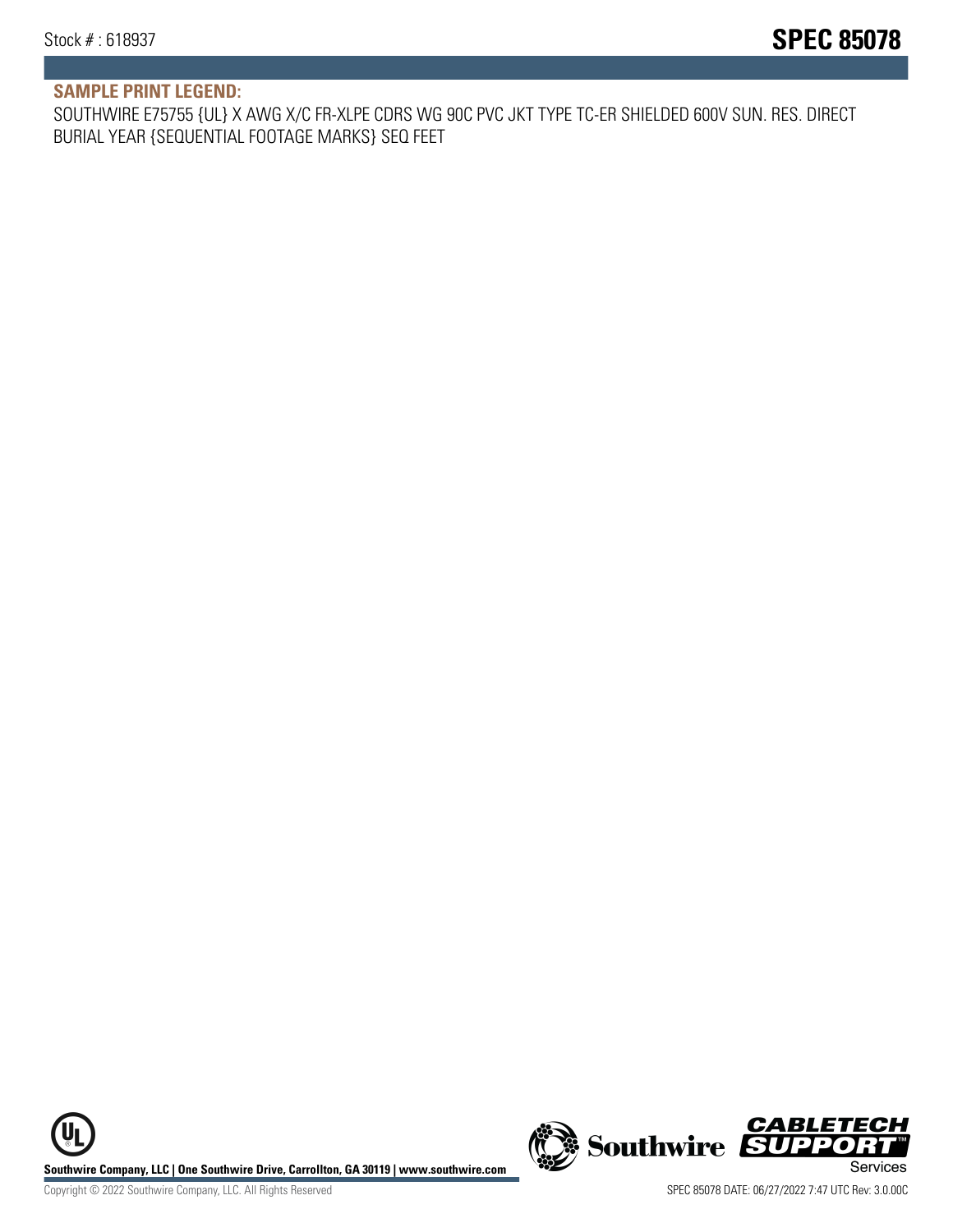## SAMPLE PRINT LEGEND:

SOUTHWIRE E75755 {UL} X AWG X/C FR-XLPE CDRS WG 90C PVC JKT TYPE TC-ER SHIELDED 600V SUN. RES. DIRECT BURIAL YEAR {SEQUENTIAL FOOTAGE MARKS} SEQ FEET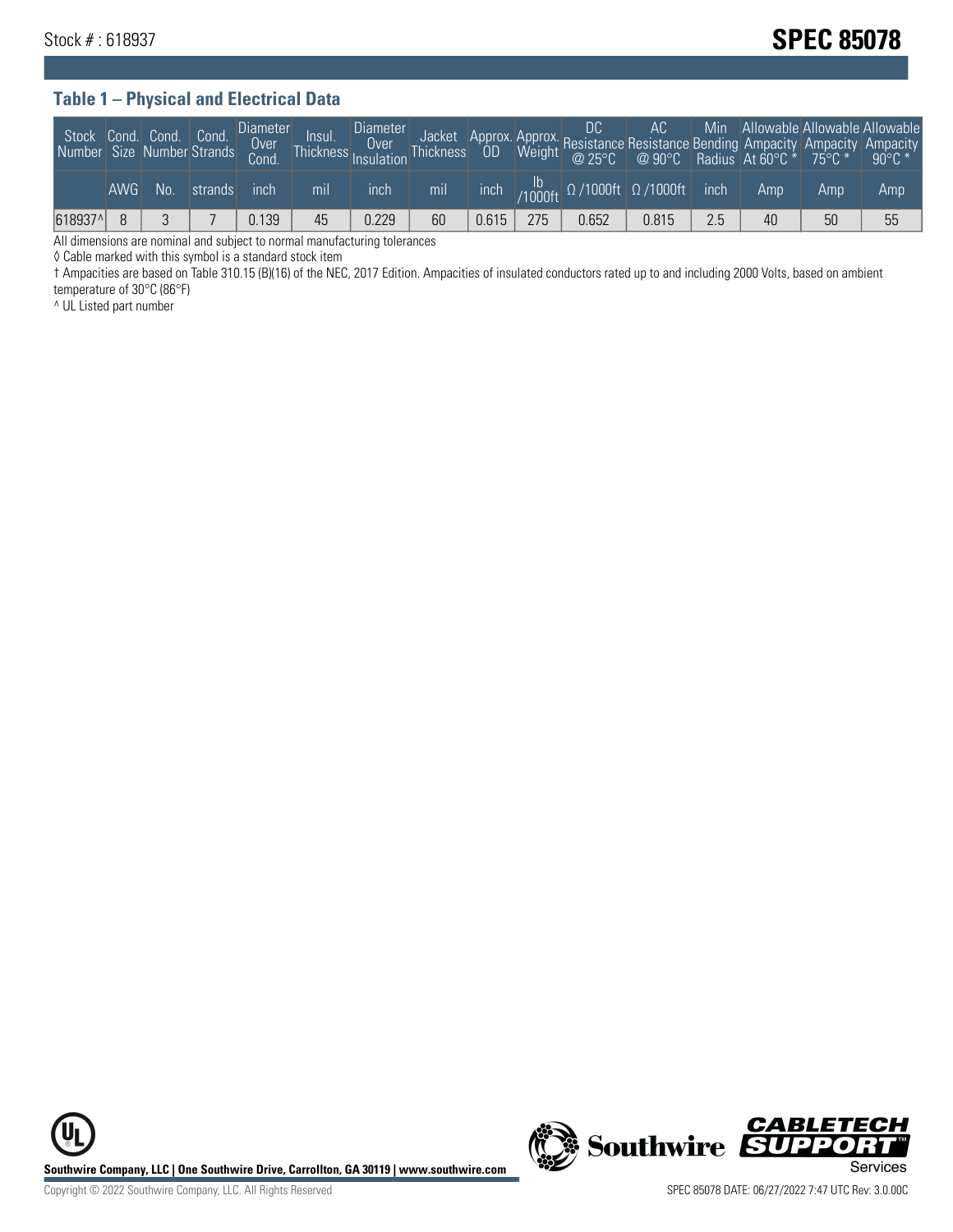## Table 1 – Physical and Electrical Data

| Stock Number | Cond. Size | Cond. Number | Cond. Strands | Diameter Over Cond. | Insul. Thickness | Diameter Over Insulation | Jacket Thickness | Approx. OD | Approx. Weight | DC Resistance @ 25°C | AC Resistance @ 90°C | Min Bending Radius | Allowable Ampacity At 60°C * | Allowable Ampacity 75°C * | Allowable Ampacity 90°C * |
|---|---|---|---|---|---|---|---|---|---|---|---|---|---|---|---|
| | AWG | No. | strands | inch | mil | inch | mil | inch | lb /1000ft | Ω /1000ft | Ω /1000ft | inch | Amp | Amp | Amp |
| 618937^ | 8 | 3 | 7 | 0.139 | 45 | 0.229 | 60 | 0.615 | 275 | 0.652 | 0.815 | 2.5 | 40 | 50 | 55 |

All dimensions are nominal and subject to normal manufacturing tolerances

◊ Cable marked with this symbol is a standard stock item

† Ampacities are based on Table 310.15 (B)(16) of the NEC, 2017 Edition. Ampacities of insulated conductors rated up to and including 2000 Volts, based on ambient temperature of 30°C (86°F)

^ UL Listed part number